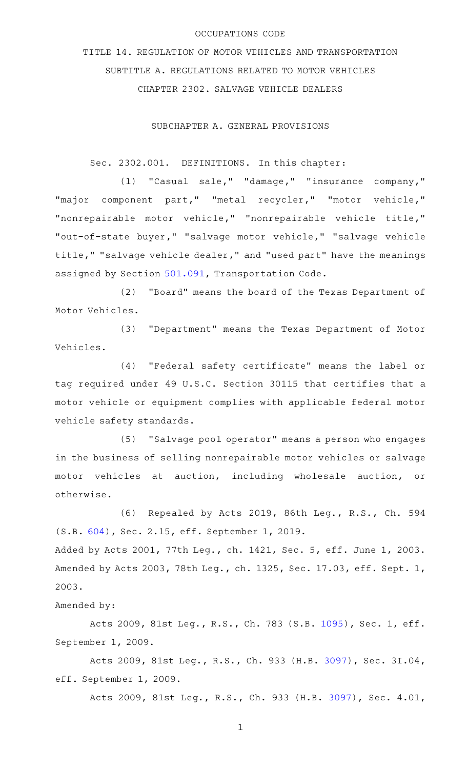OCCUPATIONS CODE

TITLE 14. REGULATION OF MOTOR VEHICLES AND TRANSPORTATION

SUBTITLE A. REGULATIONS RELATED TO MOTOR VEHICLES

CHAPTER 2302. SALVAGE VEHICLE DEALERS

SUBCHAPTER A. GENERAL PROVISIONS

Sec. 2302.001. DEFINITIONS. In this chapter:

(1) "Casual sale," "damage," "insurance company," "major component part," "metal recycler," "motor vehicle," "nonrepairable motor vehicle," "nonrepairable vehicle title," "out-of-state buyer," "salvage motor vehicle," "salvage vehicle title," "salvage vehicle dealer," and "used part" have the meanings assigned by Section 501.091, Transportation Code.

(2) "Board" means the board of the Texas Department of Motor Vehicles.

(3) "Department" means the Texas Department of Motor Vehicles.

(4) "Federal safety certificate" means the label or tag required under 49 U.S.C. Section 30115 that certifies that a motor vehicle or equipment complies with applicable federal motor vehicle safety standards.

(5) "Salvage pool operator" means a person who engages in the business of selling nonrepairable motor vehicles or salvage motor vehicles at auction, including wholesale auction, or otherwise.

(6) Repealed by Acts 2019, 86th Leg., R.S., Ch. 594 (S.B. 604), Sec. 2.15, eff. September 1, 2019.

Added by Acts 2001, 77th Leg., ch. 1421, Sec. 5, eff. June 1, 2003. Amended by Acts 2003, 78th Leg., ch. 1325, Sec. 17.03, eff. Sept. 1, 2003.

Amended by:

Acts 2009, 81st Leg., R.S., Ch. 783 (S.B. 1095), Sec. 1, eff. September 1, 2009.

Acts 2009, 81st Leg., R.S., Ch. 933 (H.B. 3097), Sec. 3I.04, eff. September 1, 2009.

Acts 2009, 81st Leg., R.S., Ch. 933 (H.B. 3097), Sec. 4.01,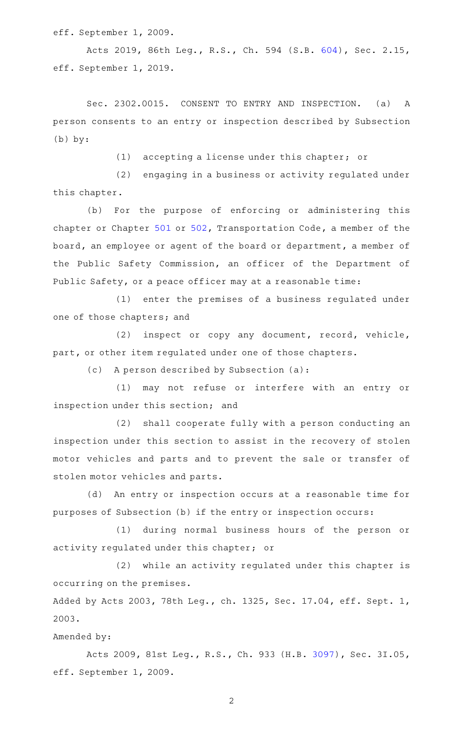eff. September 1, 2009.

Acts 2019, 86th Leg., R.S., Ch. 594 (S.B. 604), Sec. 2.15, eff. September 1, 2019.

Sec. 2302.0015. CONSENT TO ENTRY AND INSPECTION. (a) A person consents to an entry or inspection described by Subsection (b) by:

(1) accepting a license under this chapter; or

(2) engaging in a business or activity regulated under this chapter.

(b) For the purpose of enforcing or administering this chapter or Chapter 501 or 502, Transportation Code, a member of the board, an employee or agent of the board or department, a member of the Public Safety Commission, an officer of the Department of Public Safety, or a peace officer may at a reasonable time:

(1) enter the premises of a business regulated under one of those chapters; and

(2) inspect or copy any document, record, vehicle, part, or other item regulated under one of those chapters.

(c) A person described by Subsection (a):

(1) may not refuse or interfere with an entry or inspection under this section; and

(2) shall cooperate fully with a person conducting an inspection under this section to assist in the recovery of stolen motor vehicles and parts and to prevent the sale or transfer of stolen motor vehicles and parts.

(d) An entry or inspection occurs at a reasonable time for purposes of Subsection (b) if the entry or inspection occurs:

(1) during normal business hours of the person or activity regulated under this chapter; or

(2) while an activity regulated under this chapter is occurring on the premises.

Added by Acts 2003, 78th Leg., ch. 1325, Sec. 17.04, eff. Sept. 1, 2003.

Amended by:

Acts 2009, 81st Leg., R.S., Ch. 933 (H.B. 3097), Sec. 3I.05, eff. September 1, 2009.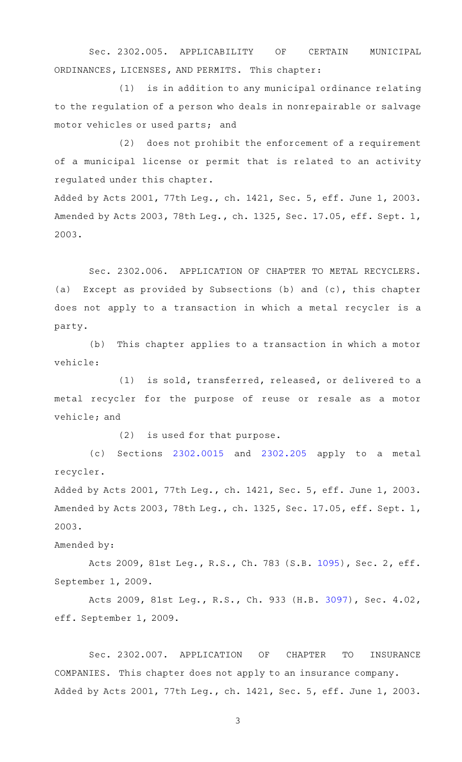Sec. 2302.005. APPLICABILITY OF CERTAIN MUNICIPAL ORDINANCES, LICENSES, AND PERMITS. This chapter:

(1) is in addition to any municipal ordinance relating to the regulation of a person who deals in nonrepairable or salvage motor vehicles or used parts; and

(2) does not prohibit the enforcement of a requirement of a municipal license or permit that is related to an activity regulated under this chapter.

Added by Acts 2001, 77th Leg., ch. 1421, Sec. 5, eff. June 1, 2003. Amended by Acts 2003, 78th Leg., ch. 1325, Sec. 17.05, eff. Sept. 1, 2003.

Sec. 2302.006. APPLICATION OF CHAPTER TO METAL RECYCLERS. (a) Except as provided by Subsections (b) and (c), this chapter does not apply to a transaction in which a metal recycler is a party.

(b) This chapter applies to a transaction in which a motor vehicle:

(1) is sold, transferred, released, or delivered to a metal recycler for the purpose of reuse or resale as a motor vehicle; and

(2) is used for that purpose.

(c) Sections 2302.0015 and 2302.205 apply to a metal recycler.

Added by Acts 2001, 77th Leg., ch. 1421, Sec. 5, eff. June 1, 2003. Amended by Acts 2003, 78th Leg., ch. 1325, Sec. 17.05, eff. Sept. 1, 2003.

Amended by:

Acts 2009, 81st Leg., R.S., Ch. 783 (S.B. 1095), Sec. 2, eff. September 1, 2009.

Acts 2009, 81st Leg., R.S., Ch. 933 (H.B. 3097), Sec. 4.02, eff. September 1, 2009.

Sec. 2302.007. APPLICATION OF CHAPTER TO INSURANCE COMPANIES. This chapter does not apply to an insurance company.

Added by Acts 2001, 77th Leg., ch. 1421, Sec. 5, eff. June 1, 2003.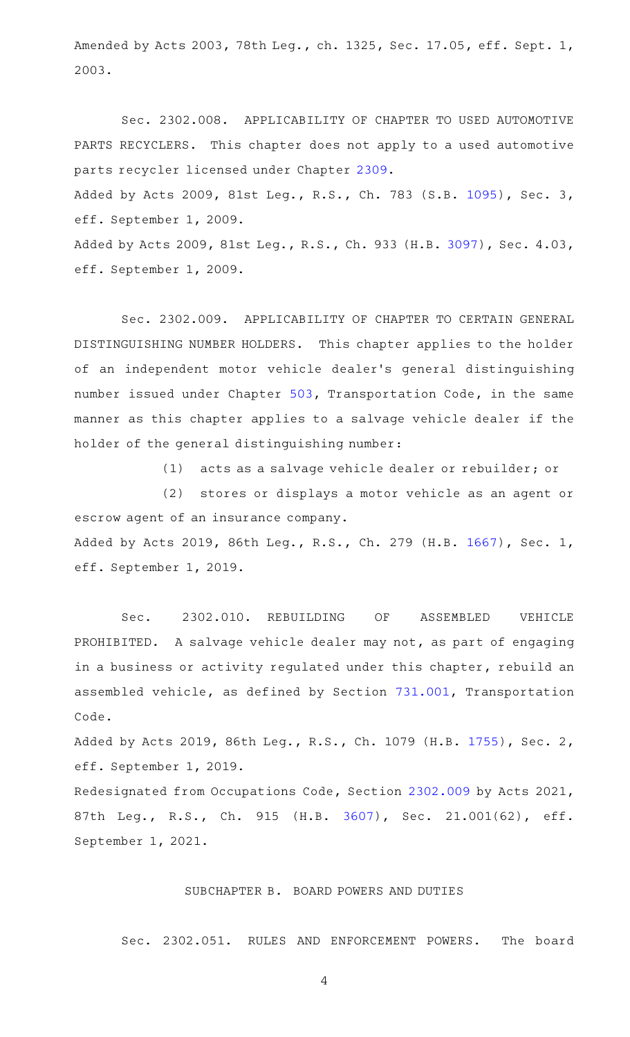Amended by Acts 2003, 78th Leg., ch. 1325, Sec. 17.05, eff. Sept. 1, 2003.

Sec. 2302.008. APPLICABILITY OF CHAPTER TO USED AUTOMOTIVE PARTS RECYCLERS. This chapter does not apply to a used automotive parts recycler licensed under Chapter 2309.

Added by Acts 2009, 81st Leg., R.S., Ch. 783 (S.B. 1095), Sec. 3, eff. September 1, 2009.

Added by Acts 2009, 81st Leg., R.S., Ch. 933 (H.B. 3097), Sec. 4.03, eff. September 1, 2009.

Sec. 2302.009. APPLICABILITY OF CHAPTER TO CERTAIN GENERAL DISTINGUISHING NUMBER HOLDERS. This chapter applies to the holder of an independent motor vehicle dealer's general distinguishing number issued under Chapter 503, Transportation Code, in the same manner as this chapter applies to a salvage vehicle dealer if the holder of the general distinguishing number:

(1) acts as a salvage vehicle dealer or rebuilder; or

(2) stores or displays a motor vehicle as an agent or escrow agent of an insurance company.

Added by Acts 2019, 86th Leg., R.S., Ch. 279 (H.B. 1667), Sec. 1, eff. September 1, 2019.

Sec. 2302.010. REBUILDING OF ASSEMBLED VEHICLE PROHIBITED. A salvage vehicle dealer may not, as part of engaging in a business or activity regulated under this chapter, rebuild an assembled vehicle, as defined by Section 731.001, Transportation Code.

Added by Acts 2019, 86th Leg., R.S., Ch. 1079 (H.B. 1755), Sec. 2, eff. September 1, 2019.

Redesignated from Occupations Code, Section 2302.009 by Acts 2021, 87th Leg., R.S., Ch. 915 (H.B. 3607), Sec. 21.001(62), eff. September 1, 2021.

## SUBCHAPTER B. BOARD POWERS AND DUTIES

Sec. 2302.051. RULES AND ENFORCEMENT POWERS. The board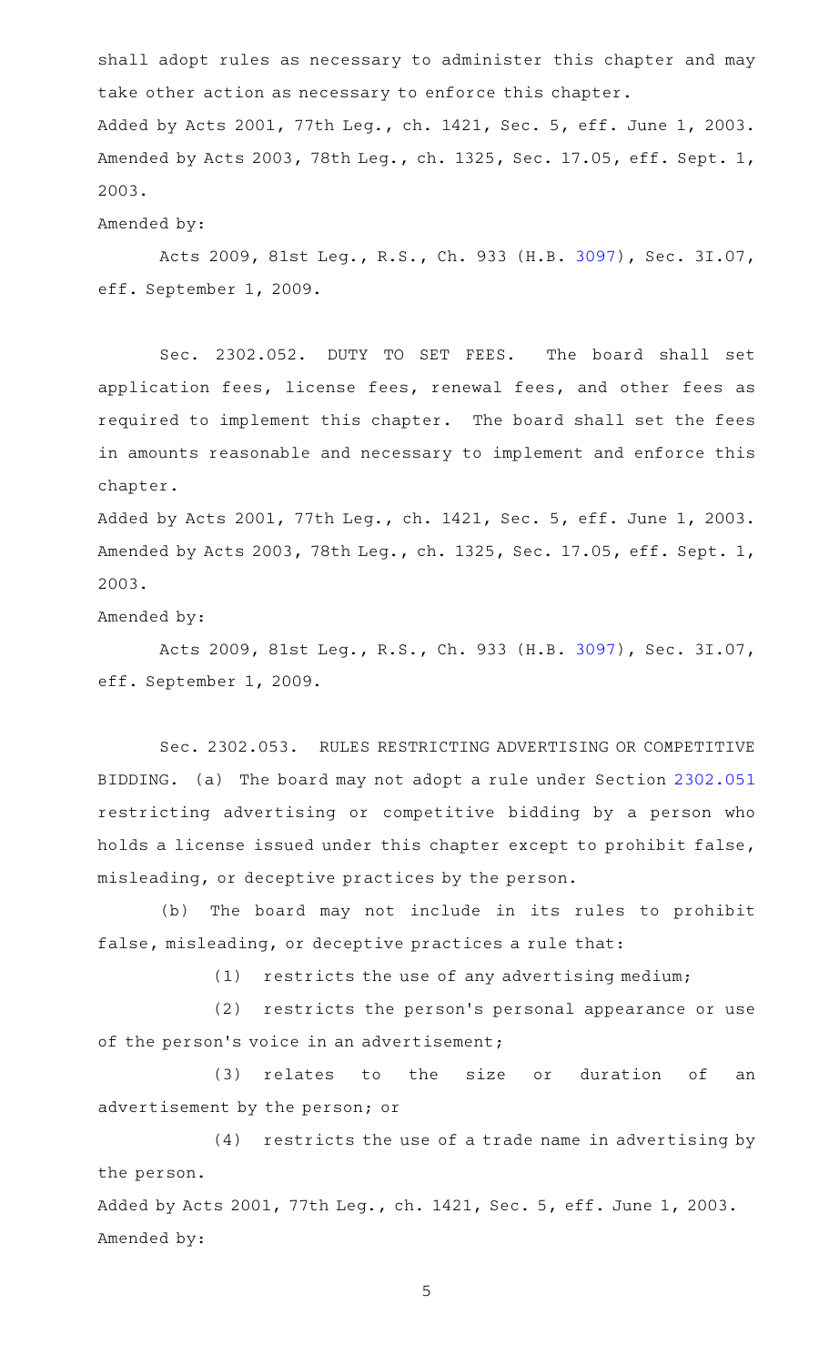shall adopt rules as necessary to administer this chapter and may take other action as necessary to enforce this chapter.

Added by Acts 2001, 77th Leg., ch. 1421, Sec. 5, eff. June 1, 2003. Amended by Acts 2003, 78th Leg., ch. 1325, Sec. 17.05, eff. Sept. 1, 2003.

Amended by:

Acts 2009, 81st Leg., R.S., Ch. 933 (H.B. 3097), Sec. 3I.07, eff. September 1, 2009.

Sec. 2302.052. DUTY TO SET FEES. The board shall set application fees, license fees, renewal fees, and other fees as required to implement this chapter. The board shall set the fees in amounts reasonable and necessary to implement and enforce this chapter.

Added by Acts 2001, 77th Leg., ch. 1421, Sec. 5, eff. June 1, 2003. Amended by Acts 2003, 78th Leg., ch. 1325, Sec. 17.05, eff. Sept. 1, 2003.

Amended by:

Acts 2009, 81st Leg., R.S., Ch. 933 (H.B. 3097), Sec. 3I.07, eff. September 1, 2009.

Sec. 2302.053. RULES RESTRICTING ADVERTISING OR COMPETITIVE BIDDING. (a) The board may not adopt a rule under Section 2302.051 restricting advertising or competitive bidding by a person who holds a license issued under this chapter except to prohibit false, misleading, or deceptive practices by the person.

(b) The board may not include in its rules to prohibit false, misleading, or deceptive practices a rule that:

(1) restricts the use of any advertising medium;

(2) restricts the person's personal appearance or use of the person's voice in an advertisement;

(3) relates to the size or duration of an advertisement by the person; or

(4) restricts the use of a trade name in advertising by the person.

Added by Acts 2001, 77th Leg., ch. 1421, Sec. 5, eff. June 1, 2003.

Amended by: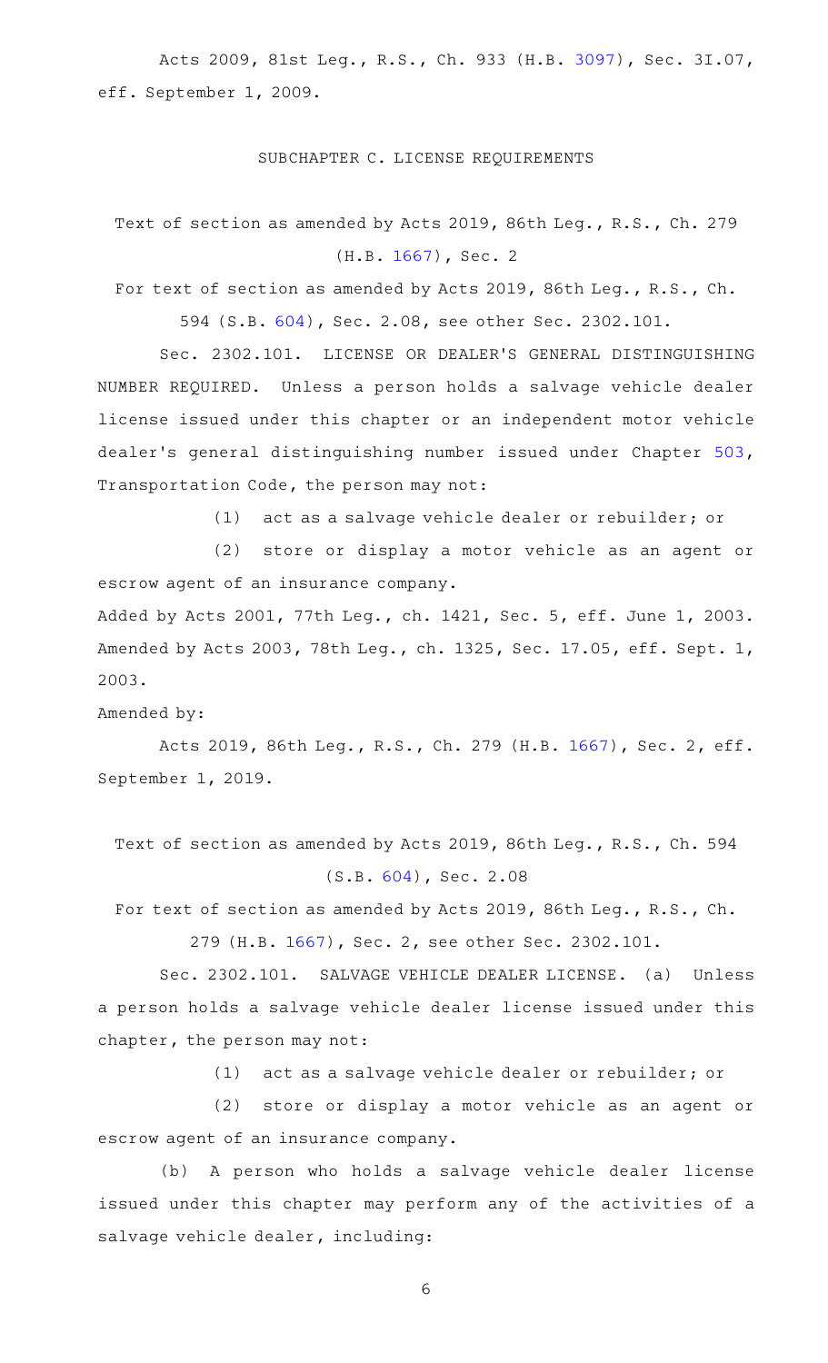Acts 2009, 81st Leg., R.S., Ch. 933 (H.B. 3097), Sec. 3I.07, eff. September 1, 2009.

SUBCHAPTER C. LICENSE REQUIREMENTS

Text of section as amended by Acts 2019, 86th Leg., R.S., Ch. 279 (H.B. 1667), Sec. 2

For text of section as amended by Acts 2019, 86th Leg., R.S., Ch. 594 (S.B. 604), Sec. 2.08, see other Sec. 2302.101.

Sec. 2302.101. LICENSE OR DEALER'S GENERAL DISTINGUISHING NUMBER REQUIRED. Unless a person holds a salvage vehicle dealer license issued under this chapter or an independent motor vehicle dealer's general distinguishing number issued under Chapter 503, Transportation Code, the person may not:

(1) act as a salvage vehicle dealer or rebuilder; or

(2) store or display a motor vehicle as an agent or escrow agent of an insurance company.

Added by Acts 2001, 77th Leg., ch. 1421, Sec. 5, eff. June 1, 2003. Amended by Acts 2003, 78th Leg., ch. 1325, Sec. 17.05, eff. Sept. 1, 2003.

Amended by:

Acts 2019, 86th Leg., R.S., Ch. 279 (H.B. 1667), Sec. 2, eff. September 1, 2019.

Text of section as amended by Acts 2019, 86th Leg., R.S., Ch. 594 (S.B. 604), Sec. 2.08

For text of section as amended by Acts 2019, 86th Leg., R.S., Ch. 279 (H.B. 1667), Sec. 2, see other Sec. 2302.101.

Sec. 2302.101. SALVAGE VEHICLE DEALER LICENSE. (a) Unless a person holds a salvage vehicle dealer license issued under this chapter, the person may not:

(1) act as a salvage vehicle dealer or rebuilder; or

(2) store or display a motor vehicle as an agent or escrow agent of an insurance company.

(b) A person who holds a salvage vehicle dealer license issued under this chapter may perform any of the activities of a salvage vehicle dealer, including: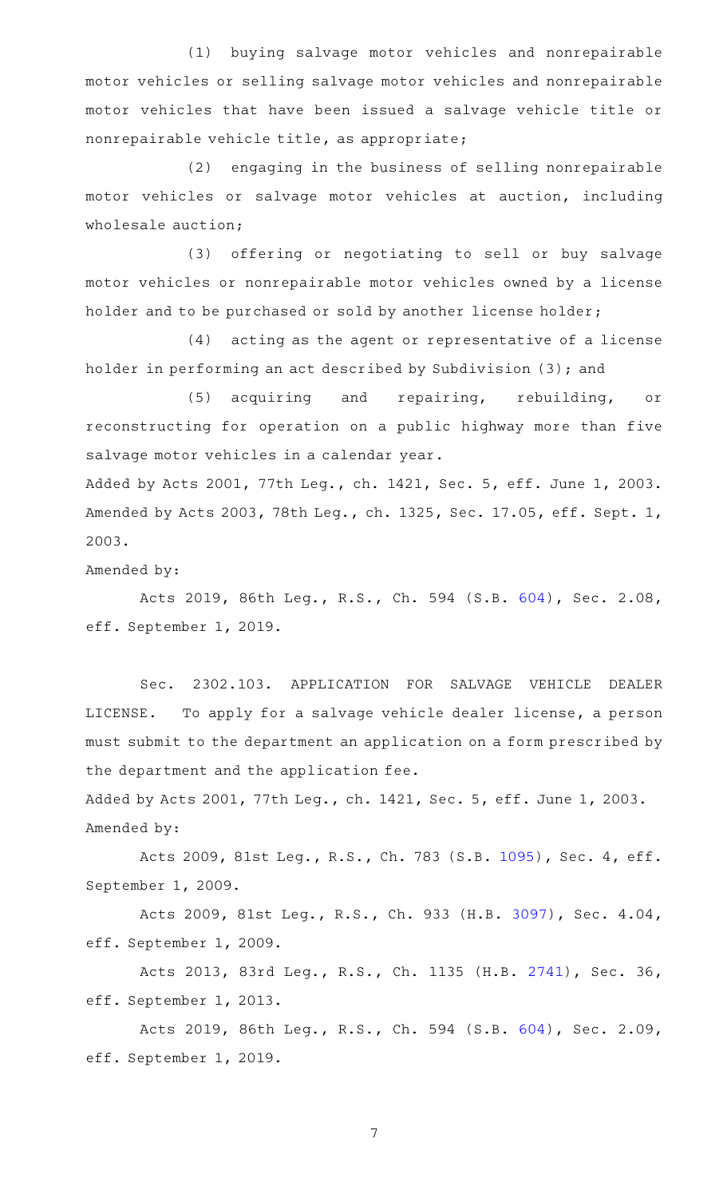(1) buying salvage motor vehicles and nonrepairable motor vehicles or selling salvage motor vehicles and nonrepairable motor vehicles that have been issued a salvage vehicle title or nonrepairable vehicle title, as appropriate;

(2) engaging in the business of selling nonrepairable motor vehicles or salvage motor vehicles at auction, including wholesale auction;

(3) offering or negotiating to sell or buy salvage motor vehicles or nonrepairable motor vehicles owned by a license holder and to be purchased or sold by another license holder;

(4) acting as the agent or representative of a license holder in performing an act described by Subdivision (3); and

(5) acquiring and repairing, rebuilding, or reconstructing for operation on a public highway more than five salvage motor vehicles in a calendar year.

Added by Acts 2001, 77th Leg., ch. 1421, Sec. 5, eff. June 1, 2003. Amended by Acts 2003, 78th Leg., ch. 1325, Sec. 17.05, eff. Sept. 1, 2003.

Amended by:

Acts 2019, 86th Leg., R.S., Ch. 594 (S.B. 604), Sec. 2.08, eff. September 1, 2019.

Sec. 2302.103. APPLICATION FOR SALVAGE VEHICLE DEALER LICENSE. To apply for a salvage vehicle dealer license, a person must submit to the department an application on a form prescribed by the department and the application fee.

Added by Acts 2001, 77th Leg., ch. 1421, Sec. 5, eff. June 1, 2003.

Amended by:

Acts 2009, 81st Leg., R.S., Ch. 783 (S.B. 1095), Sec. 4, eff. September 1, 2009.

Acts 2009, 81st Leg., R.S., Ch. 933 (H.B. 3097), Sec. 4.04, eff. September 1, 2009.

Acts 2013, 83rd Leg., R.S., Ch. 1135 (H.B. 2741), Sec. 36, eff. September 1, 2013.

Acts 2019, 86th Leg., R.S., Ch. 594 (S.B. 604), Sec. 2.09, eff. September 1, 2019.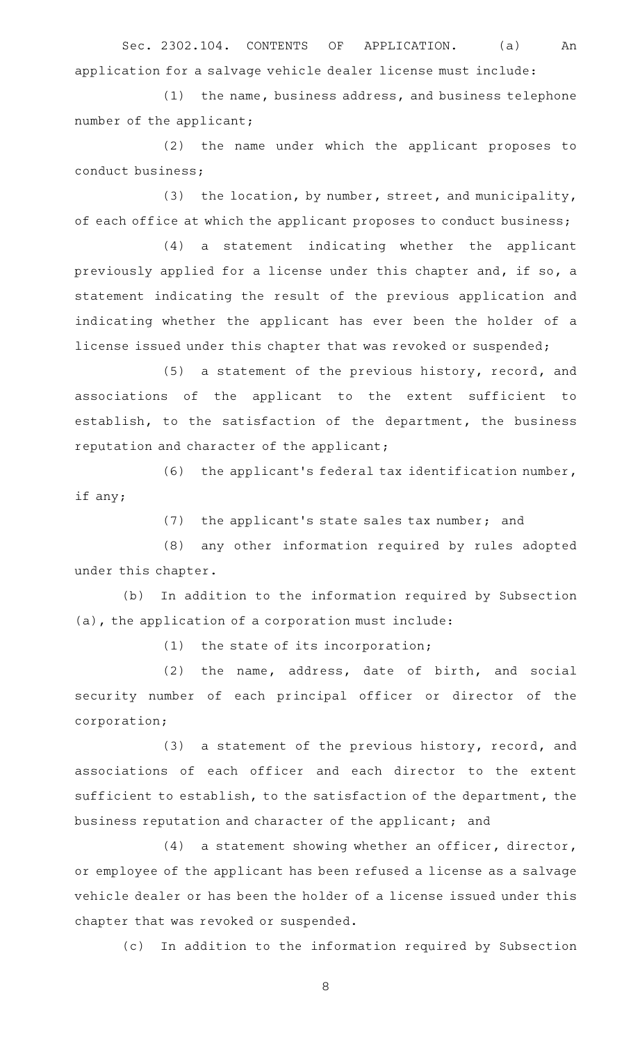Sec. 2302.104. CONTENTS OF APPLICATION. (a) An application for a salvage vehicle dealer license must include:

(1) the name, business address, and business telephone number of the applicant;

(2) the name under which the applicant proposes to conduct business;

(3) the location, by number, street, and municipality, of each office at which the applicant proposes to conduct business;

(4) a statement indicating whether the applicant previously applied for a license under this chapter and, if so, a statement indicating the result of the previous application and indicating whether the applicant has ever been the holder of a license issued under this chapter that was revoked or suspended;

(5) a statement of the previous history, record, and associations of the applicant to the extent sufficient to establish, to the satisfaction of the department, the business reputation and character of the applicant;

(6) the applicant's federal tax identification number, if any;

(7) the applicant's state sales tax number; and

(8) any other information required by rules adopted under this chapter.

(b) In addition to the information required by Subsection (a), the application of a corporation must include:

(1) the state of its incorporation;

(2) the name, address, date of birth, and social security number of each principal officer or director of the corporation;

(3) a statement of the previous history, record, and associations of each officer and each director to the extent sufficient to establish, to the satisfaction of the department, the business reputation and character of the applicant; and

(4) a statement showing whether an officer, director, or employee of the applicant has been refused a license as a salvage vehicle dealer or has been the holder of a license issued under this chapter that was revoked or suspended.

(c) In addition to the information required by Subsection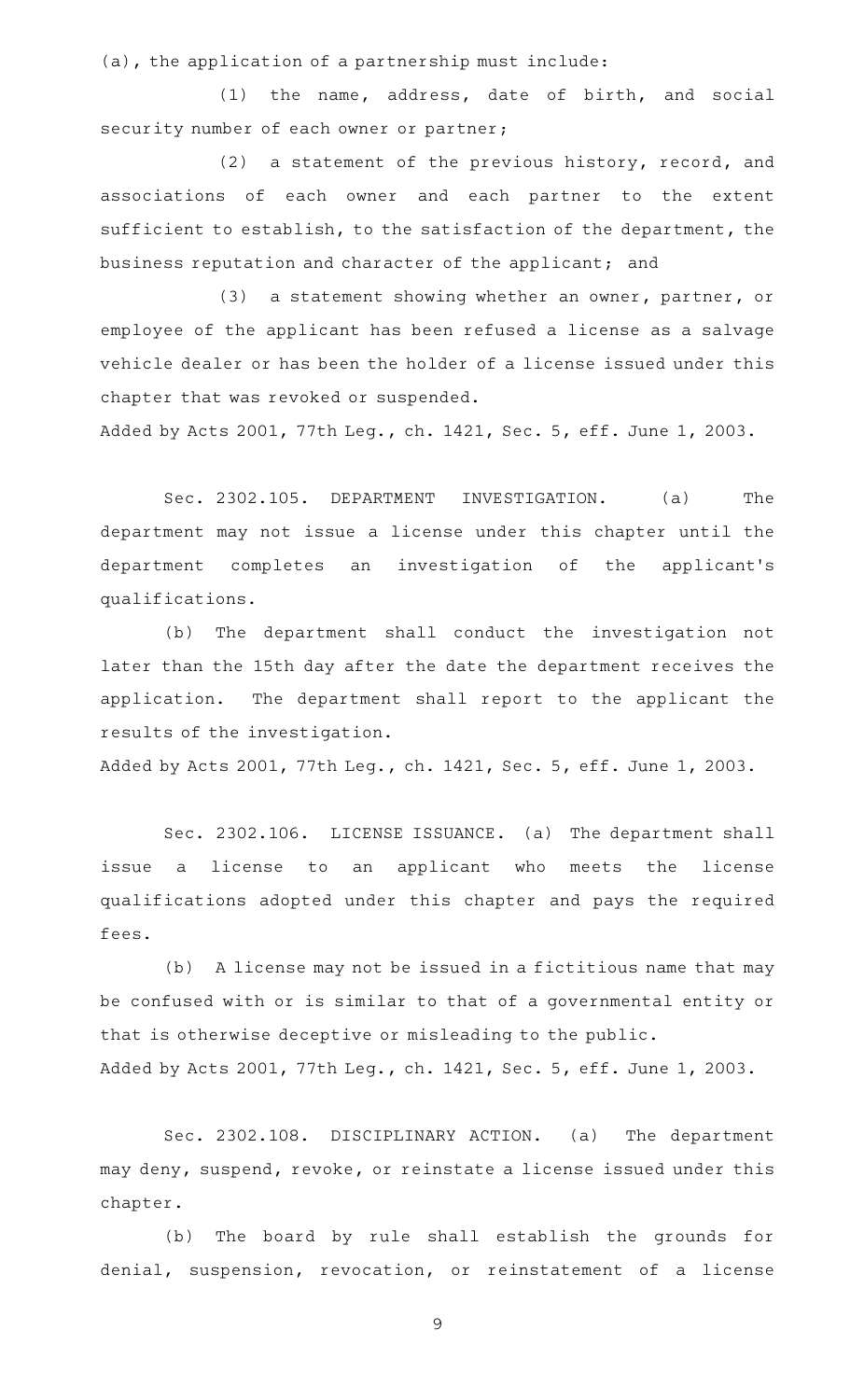(a), the application of a partnership must include:

(1) the name, address, date of birth, and social security number of each owner or partner;

(2) a statement of the previous history, record, and associations of each owner and each partner to the extent sufficient to establish, to the satisfaction of the department, the business reputation and character of the applicant; and

(3) a statement showing whether an owner, partner, or employee of the applicant has been refused a license as a salvage vehicle dealer or has been the holder of a license issued under this chapter that was revoked or suspended.

Added by Acts 2001, 77th Leg., ch. 1421, Sec. 5, eff. June 1, 2003.

Sec. 2302.105. DEPARTMENT INVESTIGATION. (a) The department may not issue a license under this chapter until the department completes an investigation of the applicant's qualifications.

(b) The department shall conduct the investigation not later than the 15th day after the date the department receives the application. The department shall report to the applicant the results of the investigation.

Added by Acts 2001, 77th Leg., ch. 1421, Sec. 5, eff. June 1, 2003.

Sec. 2302.106. LICENSE ISSUANCE. (a) The department shall issue a license to an applicant who meets the license qualifications adopted under this chapter and pays the required fees.

(b) A license may not be issued in a fictitious name that may be confused with or is similar to that of a governmental entity or that is otherwise deceptive or misleading to the public.

Added by Acts 2001, 77th Leg., ch. 1421, Sec. 5, eff. June 1, 2003.

Sec. 2302.108. DISCIPLINARY ACTION. (a) The department may deny, suspend, revoke, or reinstate a license issued under this chapter.

(b) The board by rule shall establish the grounds for denial, suspension, revocation, or reinstatement of a license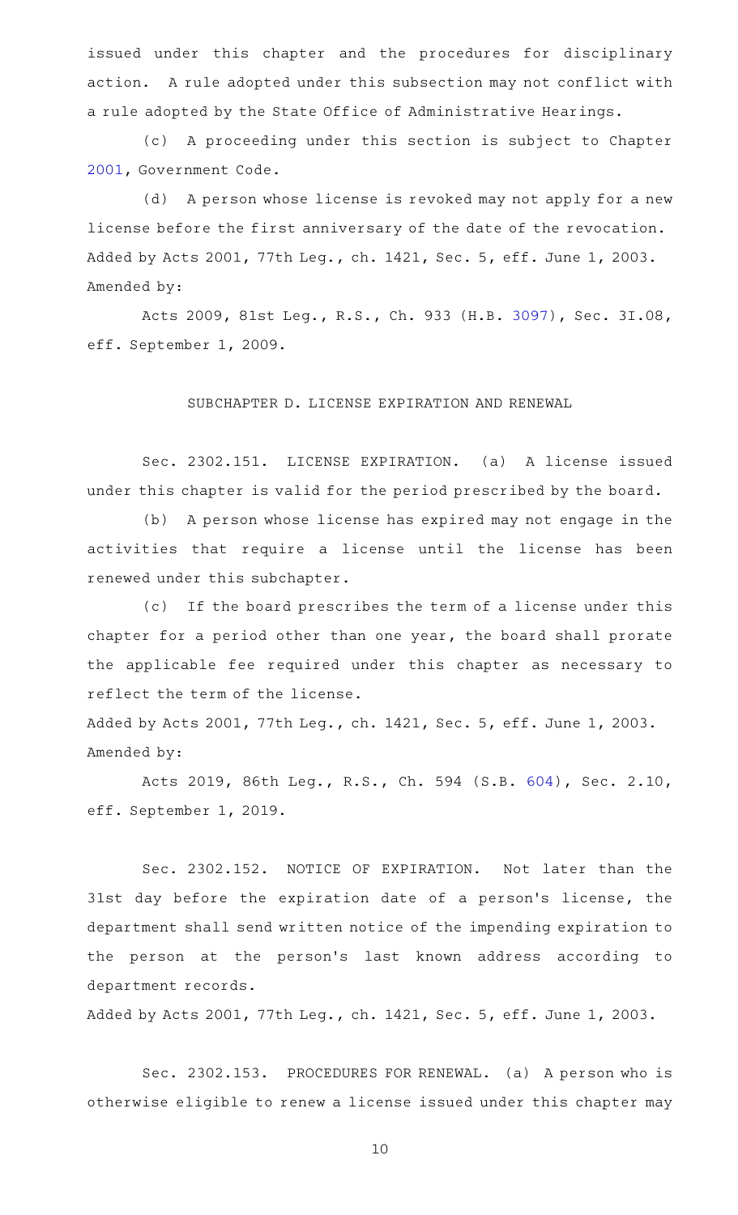issued under this chapter and the procedures for disciplinary action. A rule adopted under this subsection may not conflict with a rule adopted by the State Office of Administrative Hearings.

(c) A proceeding under this section is subject to Chapter 2001, Government Code.

(d) A person whose license is revoked may not apply for a new license before the first anniversary of the date of the revocation.

Added by Acts 2001, 77th Leg., ch. 1421, Sec. 5, eff. June 1, 2003.

Amended by:

Acts 2009, 81st Leg., R.S., Ch. 933 (H.B. 3097), Sec. 3I.08, eff. September 1, 2009.

## SUBCHAPTER D. LICENSE EXPIRATION AND RENEWAL

Sec. 2302.151. LICENSE EXPIRATION. (a) A license issued under this chapter is valid for the period prescribed by the board.

(b) A person whose license has expired may not engage in the activities that require a license until the license has been renewed under this subchapter.

(c) If the board prescribes the term of a license under this chapter for a period other than one year, the board shall prorate the applicable fee required under this chapter as necessary to reflect the term of the license.

Added by Acts 2001, 77th Leg., ch. 1421, Sec. 5, eff. June 1, 2003.

Amended by:

Acts 2019, 86th Leg., R.S., Ch. 594 (S.B. 604), Sec. 2.10, eff. September 1, 2019.

Sec. 2302.152. NOTICE OF EXPIRATION. Not later than the 31st day before the expiration date of a person's license, the department shall send written notice of the impending expiration to the person at the person's last known address according to department records.

Added by Acts 2001, 77th Leg., ch. 1421, Sec. 5, eff. June 1, 2003.

Sec. 2302.153. PROCEDURES FOR RENEWAL. (a) A person who is otherwise eligible to renew a license issued under this chapter may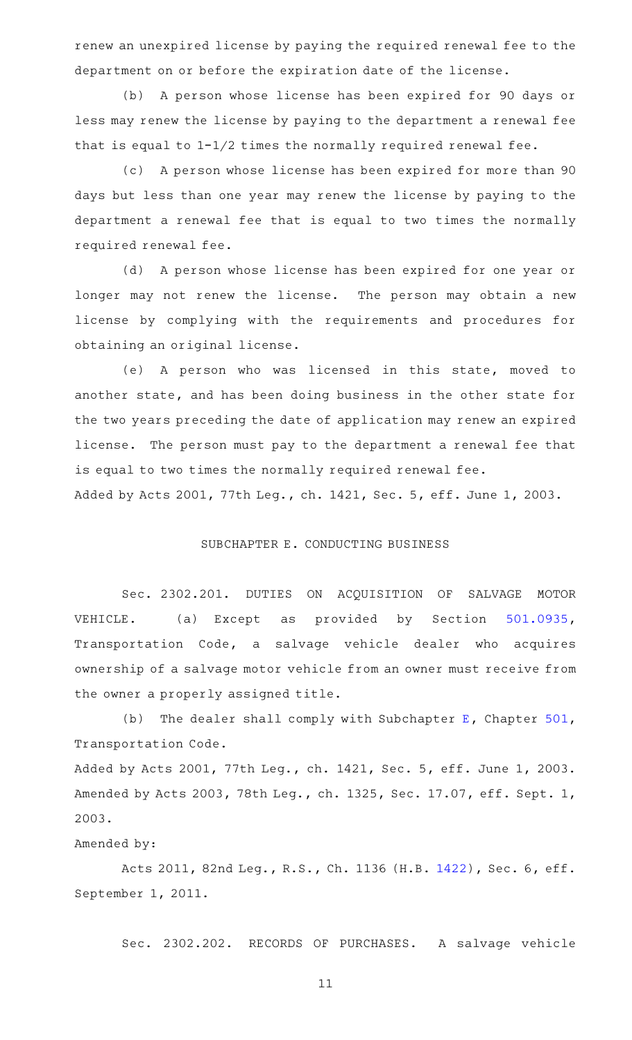renew an unexpired license by paying the required renewal fee to the department on or before the expiration date of the license.

(b) A person whose license has been expired for 90 days or less may renew the license by paying to the department a renewal fee that is equal to 1-1/2 times the normally required renewal fee.

(c) A person whose license has been expired for more than 90 days but less than one year may renew the license by paying to the department a renewal fee that is equal to two times the normally required renewal fee.

(d) A person whose license has been expired for one year or longer may not renew the license. The person may obtain a new license by complying with the requirements and procedures for obtaining an original license.

(e) A person who was licensed in this state, moved to another state, and has been doing business in the other state for the two years preceding the date of application may renew an expired license. The person must pay to the department a renewal fee that is equal to two times the normally required renewal fee.

Added by Acts 2001, 77th Leg., ch. 1421, Sec. 5, eff. June 1, 2003.

## SUBCHAPTER E. CONDUCTING BUSINESS

Sec. 2302.201. DUTIES ON ACQUISITION OF SALVAGE MOTOR VEHICLE. (a) Except as provided by Section 501.0935, Transportation Code, a salvage vehicle dealer who acquires ownership of a salvage motor vehicle from an owner must receive from the owner a properly assigned title.

(b) The dealer shall comply with Subchapter E, Chapter 501, Transportation Code.

Added by Acts 2001, 77th Leg., ch. 1421, Sec. 5, eff. June 1, 2003.
Amended by Acts 2003, 78th Leg., ch. 1325, Sec. 17.07, eff. Sept. 1, 2003.

Amended by:

Acts 2011, 82nd Leg., R.S., Ch. 1136 (H.B. 1422), Sec. 6, eff. September 1, 2011.

Sec. 2302.202. RECORDS OF PURCHASES. A salvage vehicle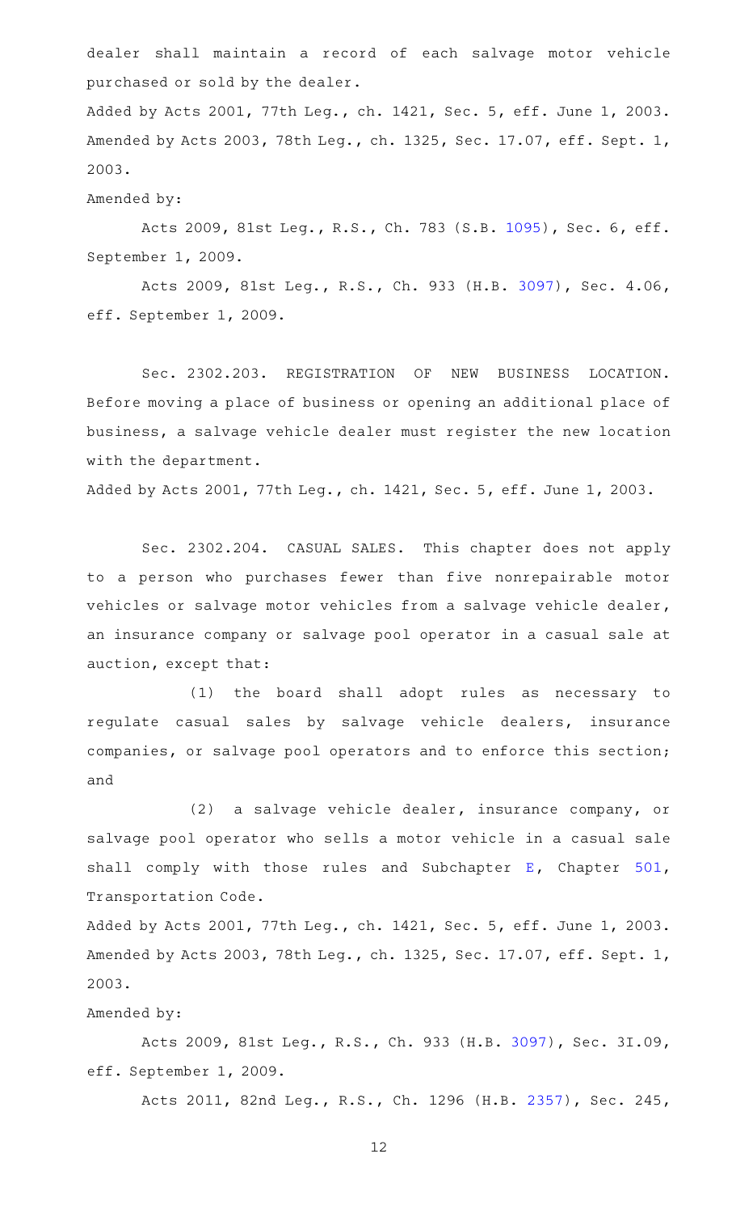dealer shall maintain a record of each salvage motor vehicle purchased or sold by the dealer.

Added by Acts 2001, 77th Leg., ch. 1421, Sec. 5, eff. June 1, 2003. Amended by Acts 2003, 78th Leg., ch. 1325, Sec. 17.07, eff. Sept. 1, 2003.

Amended by:

Acts 2009, 81st Leg., R.S., Ch. 783 (S.B. 1095), Sec. 6, eff. September 1, 2009.

Acts 2009, 81st Leg., R.S., Ch. 933 (H.B. 3097), Sec. 4.06, eff. September 1, 2009.

Sec. 2302.203. REGISTRATION OF NEW BUSINESS LOCATION. Before moving a place of business or opening an additional place of business, a salvage vehicle dealer must register the new location with the department.

Added by Acts 2001, 77th Leg., ch. 1421, Sec. 5, eff. June 1, 2003.

Sec. 2302.204. CASUAL SALES. This chapter does not apply to a person who purchases fewer than five nonrepairable motor vehicles or salvage motor vehicles from a salvage vehicle dealer, an insurance company or salvage pool operator in a casual sale at auction, except that:

(1) the board shall adopt rules as necessary to regulate casual sales by salvage vehicle dealers, insurance companies, or salvage pool operators and to enforce this section; and

(2) a salvage vehicle dealer, insurance company, or salvage pool operator who sells a motor vehicle in a casual sale shall comply with those rules and Subchapter E, Chapter 501, Transportation Code.

Added by Acts 2001, 77th Leg., ch. 1421, Sec. 5, eff. June 1, 2003. Amended by Acts 2003, 78th Leg., ch. 1325, Sec. 17.07, eff. Sept. 1, 2003.

Amended by:

Acts 2009, 81st Leg., R.S., Ch. 933 (H.B. 3097), Sec. 3I.09, eff. September 1, 2009.

Acts 2011, 82nd Leg., R.S., Ch. 1296 (H.B. 2357), Sec. 245,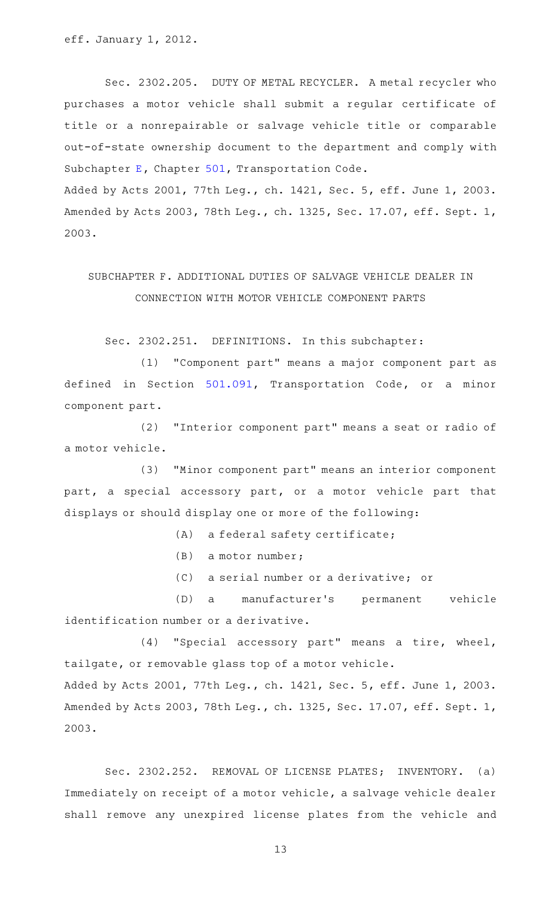eff. January 1, 2012.

Sec. 2302.205. DUTY OF METAL RECYCLER. A metal recycler who purchases a motor vehicle shall submit a regular certificate of title or a nonrepairable or salvage vehicle title or comparable out-of-state ownership document to the department and comply with Subchapter E, Chapter 501, Transportation Code.

Added by Acts 2001, 77th Leg., ch. 1421, Sec. 5, eff. June 1, 2003. Amended by Acts 2003, 78th Leg., ch. 1325, Sec. 17.07, eff. Sept. 1, 2003.

## SUBCHAPTER F. ADDITIONAL DUTIES OF SALVAGE VEHICLE DEALER IN CONNECTION WITH MOTOR VEHICLE COMPONENT PARTS

Sec. 2302.251. DEFINITIONS. In this subchapter:

(1) "Component part" means a major component part as defined in Section 501.091, Transportation Code, or a minor component part.

(2) "Interior component part" means a seat or radio of a motor vehicle.

(3) "Minor component part" means an interior component part, a special accessory part, or a motor vehicle part that displays or should display one or more of the following:

(A) a federal safety certificate;

(B) a motor number;

(C) a serial number or a derivative; or

(D) a manufacturer's permanent vehicle identification number or a derivative.

(4) "Special accessory part" means a tire, wheel, tailgate, or removable glass top of a motor vehicle.

Added by Acts 2001, 77th Leg., ch. 1421, Sec. 5, eff. June 1, 2003. Amended by Acts 2003, 78th Leg., ch. 1325, Sec. 17.07, eff. Sept. 1, 2003.

Sec. 2302.252. REMOVAL OF LICENSE PLATES; INVENTORY. (a) Immediately on receipt of a motor vehicle, a salvage vehicle dealer shall remove any unexpired license plates from the vehicle and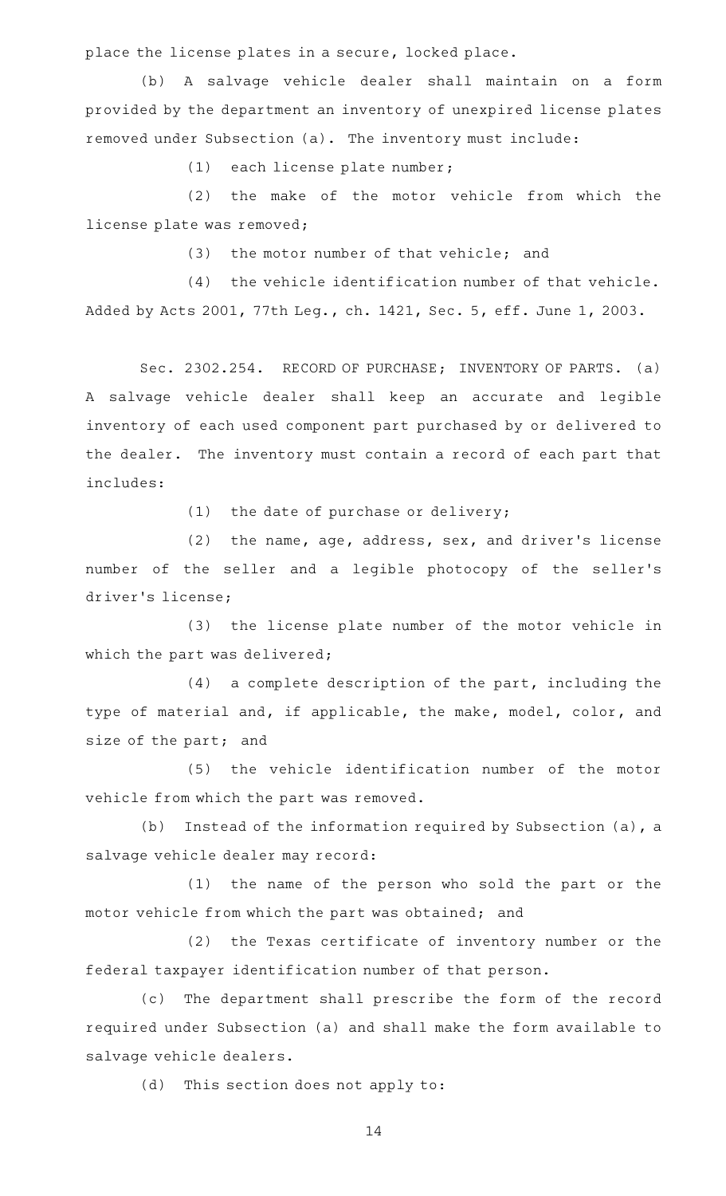place the license plates in a secure, locked place.

(b) A salvage vehicle dealer shall maintain on a form provided by the department an inventory of unexpired license plates removed under Subsection (a). The inventory must include:

(1) each license plate number;

(2) the make of the motor vehicle from which the license plate was removed;

(3) the motor number of that vehicle; and

(4) the vehicle identification number of that vehicle.

Added by Acts 2001, 77th Leg., ch. 1421, Sec. 5, eff. June 1, 2003.

Sec. 2302.254. RECORD OF PURCHASE; INVENTORY OF PARTS. (a) A salvage vehicle dealer shall keep an accurate and legible inventory of each used component part purchased by or delivered to the dealer. The inventory must contain a record of each part that includes:

(1) the date of purchase or delivery;

(2) the name, age, address, sex, and driver's license number of the seller and a legible photocopy of the seller's driver's license;

(3) the license plate number of the motor vehicle in which the part was delivered;

(4) a complete description of the part, including the type of material and, if applicable, the make, model, color, and size of the part; and

(5) the vehicle identification number of the motor vehicle from which the part was removed.

(b) Instead of the information required by Subsection (a), a salvage vehicle dealer may record:

(1) the name of the person who sold the part or the motor vehicle from which the part was obtained; and

(2) the Texas certificate of inventory number or the federal taxpayer identification number of that person.

(c) The department shall prescribe the form of the record required under Subsection (a) and shall make the form available to salvage vehicle dealers.

(d) This section does not apply to: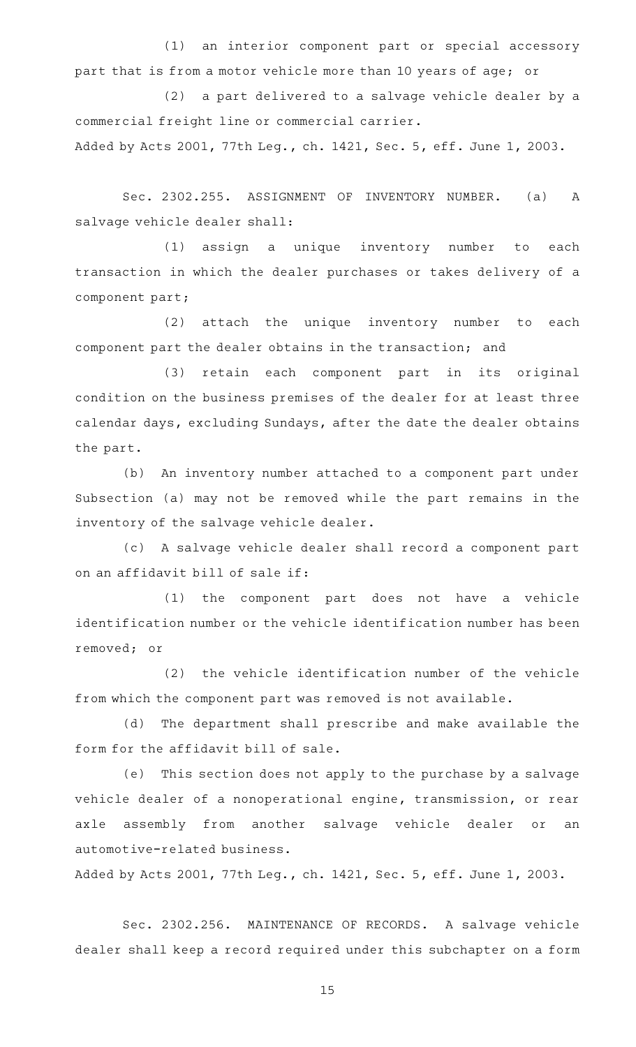(1) an interior component part or special accessory part that is from a motor vehicle more than 10 years of age; or

(2) a part delivered to a salvage vehicle dealer by a commercial freight line or commercial carrier.

Added by Acts 2001, 77th Leg., ch. 1421, Sec. 5, eff. June 1, 2003.

Sec. 2302.255. ASSIGNMENT OF INVENTORY NUMBER. (a) A salvage vehicle dealer shall:

(1) assign a unique inventory number to each transaction in which the dealer purchases or takes delivery of a component part;

(2) attach the unique inventory number to each component part the dealer obtains in the transaction; and

(3) retain each component part in its original condition on the business premises of the dealer for at least three calendar days, excluding Sundays, after the date the dealer obtains the part.

(b) An inventory number attached to a component part under Subsection (a) may not be removed while the part remains in the inventory of the salvage vehicle dealer.

(c) A salvage vehicle dealer shall record a component part on an affidavit bill of sale if:

(1) the component part does not have a vehicle identification number or the vehicle identification number has been removed; or

(2) the vehicle identification number of the vehicle from which the component part was removed is not available.

(d) The department shall prescribe and make available the form for the affidavit bill of sale.

(e) This section does not apply to the purchase by a salvage vehicle dealer of a nonoperational engine, transmission, or rear axle assembly from another salvage vehicle dealer or an automotive-related business.

Added by Acts 2001, 77th Leg., ch. 1421, Sec. 5, eff. June 1, 2003.

Sec. 2302.256. MAINTENANCE OF RECORDS. A salvage vehicle dealer shall keep a record required under this subchapter on a form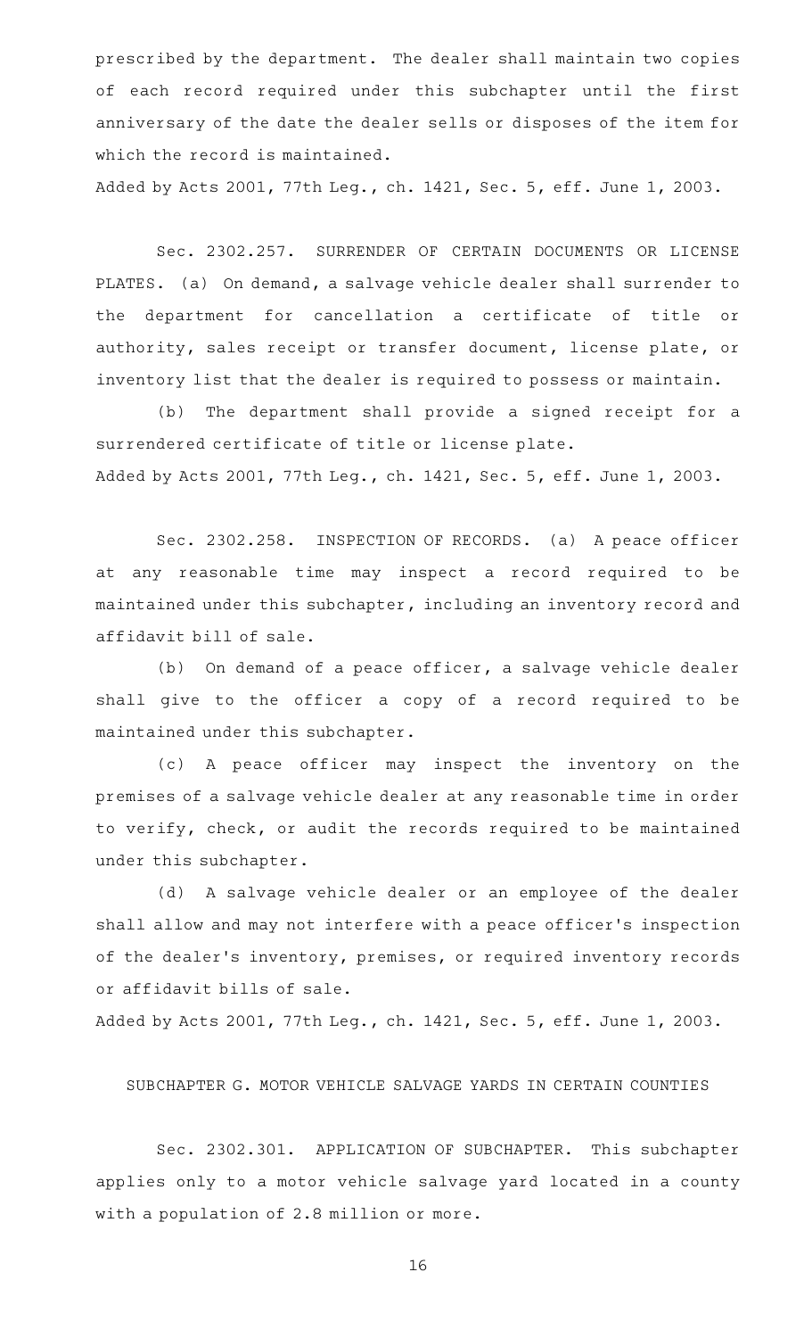prescribed by the department. The dealer shall maintain two copies of each record required under this subchapter until the first anniversary of the date the dealer sells or disposes of the item for which the record is maintained.

Added by Acts 2001, 77th Leg., ch. 1421, Sec. 5, eff. June 1, 2003.

Sec. 2302.257. SURRENDER OF CERTAIN DOCUMENTS OR LICENSE PLATES. (a) On demand, a salvage vehicle dealer shall surrender to the department for cancellation a certificate of title or authority, sales receipt or transfer document, license plate, or inventory list that the dealer is required to possess or maintain.

(b) The department shall provide a signed receipt for a surrendered certificate of title or license plate.

Added by Acts 2001, 77th Leg., ch. 1421, Sec. 5, eff. June 1, 2003.

Sec. 2302.258. INSPECTION OF RECORDS. (a) A peace officer at any reasonable time may inspect a record required to be maintained under this subchapter, including an inventory record and affidavit bill of sale.

(b) On demand of a peace officer, a salvage vehicle dealer shall give to the officer a copy of a record required to be maintained under this subchapter.

(c) A peace officer may inspect the inventory on the premises of a salvage vehicle dealer at any reasonable time in order to verify, check, or audit the records required to be maintained under this subchapter.

(d) A salvage vehicle dealer or an employee of the dealer shall allow and may not interfere with a peace officer's inspection of the dealer's inventory, premises, or required inventory records or affidavit bills of sale.

Added by Acts 2001, 77th Leg., ch. 1421, Sec. 5, eff. June 1, 2003.

## SUBCHAPTER G. MOTOR VEHICLE SALVAGE YARDS IN CERTAIN COUNTIES

Sec. 2302.301. APPLICATION OF SUBCHAPTER. This subchapter applies only to a motor vehicle salvage yard located in a county with a population of 2.8 million or more.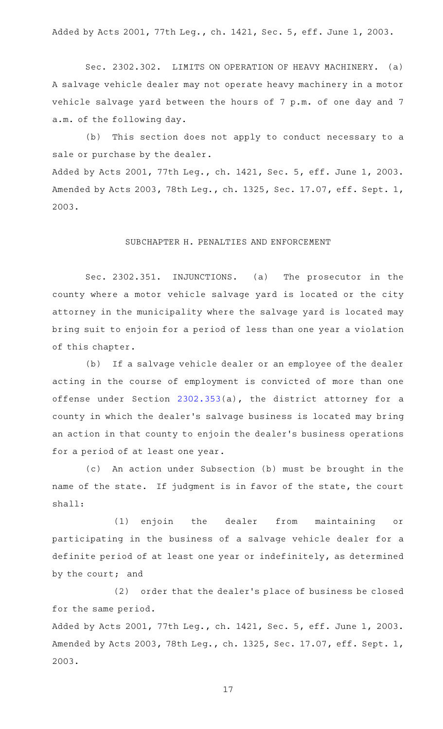Added by Acts 2001, 77th Leg., ch. 1421, Sec. 5, eff. June 1, 2003.

Sec. 2302.302. LIMITS ON OPERATION OF HEAVY MACHINERY. (a) A salvage vehicle dealer may not operate heavy machinery in a motor vehicle salvage yard between the hours of 7 p.m. of one day and 7 a.m. of the following day.

(b) This section does not apply to conduct necessary to a sale or purchase by the dealer.

Added by Acts 2001, 77th Leg., ch. 1421, Sec. 5, eff. June 1, 2003. Amended by Acts 2003, 78th Leg., ch. 1325, Sec. 17.07, eff. Sept. 1, 2003.

## SUBCHAPTER H. PENALTIES AND ENFORCEMENT

Sec. 2302.351. INJUNCTIONS. (a) The prosecutor in the county where a motor vehicle salvage yard is located or the city attorney in the municipality where the salvage yard is located may bring suit to enjoin for a period of less than one year a violation of this chapter.

(b) If a salvage vehicle dealer or an employee of the dealer acting in the course of employment is convicted of more than one offense under Section 2302.353(a), the district attorney for a county in which the dealer's salvage business is located may bring an action in that county to enjoin the dealer's business operations for a period of at least one year.

(c) An action under Subsection (b) must be brought in the name of the state. If judgment is in favor of the state, the court shall:

(1) enjoin the dealer from maintaining or participating in the business of a salvage vehicle dealer for a definite period of at least one year or indefinitely, as determined by the court; and

(2) order that the dealer's place of business be closed for the same period.

Added by Acts 2001, 77th Leg., ch. 1421, Sec. 5, eff. June 1, 2003. Amended by Acts 2003, 78th Leg., ch. 1325, Sec. 17.07, eff. Sept. 1, 2003.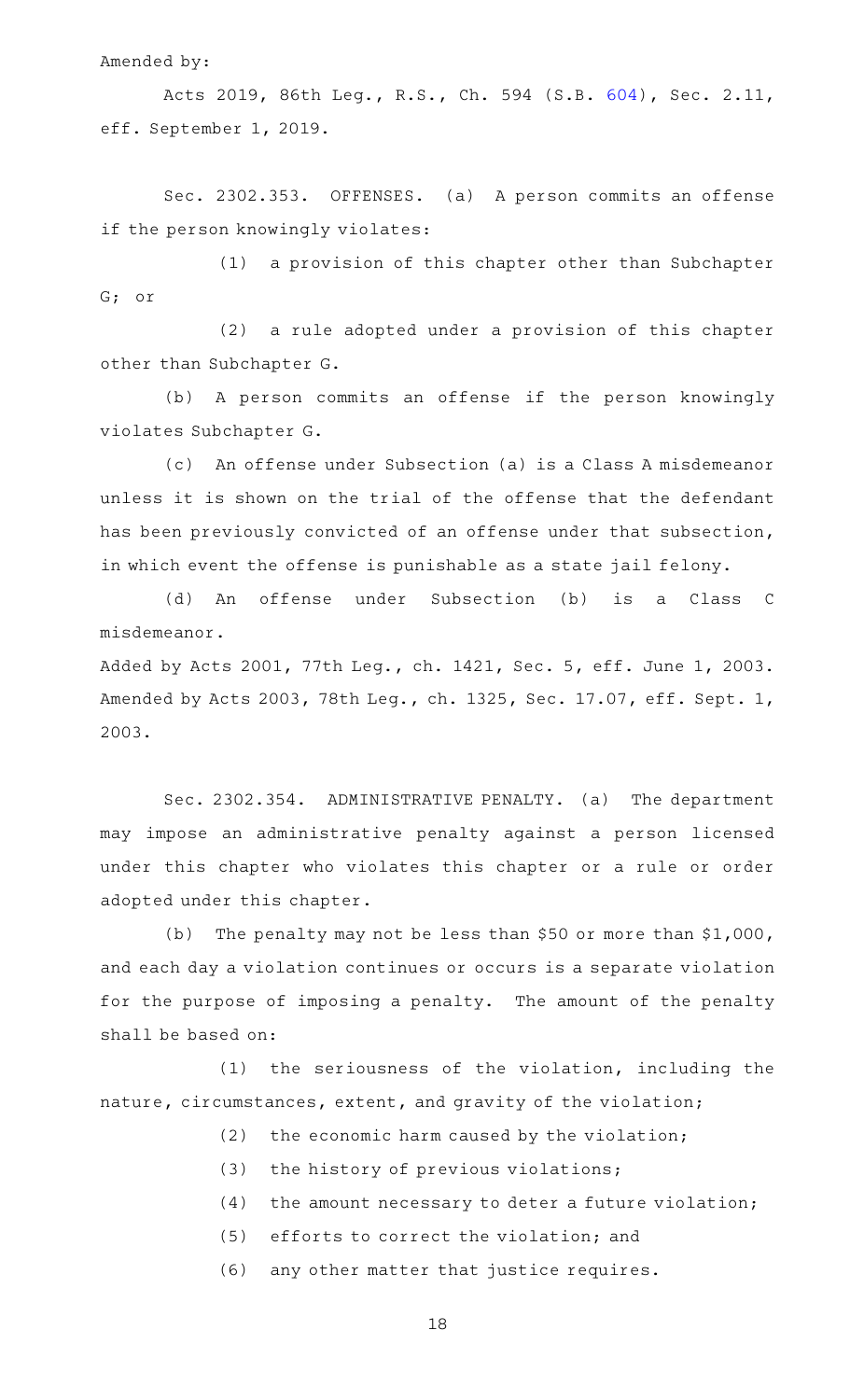Amended by:

Acts 2019, 86th Leg., R.S., Ch. 594 (S.B. 604), Sec. 2.11, eff. September 1, 2019.

Sec. 2302.353. OFFENSES. (a) A person commits an offense if the person knowingly violates:

(1) a provision of this chapter other than Subchapter G; or

(2) a rule adopted under a provision of this chapter other than Subchapter G.

(b) A person commits an offense if the person knowingly violates Subchapter G.

(c) An offense under Subsection (a) is a Class A misdemeanor unless it is shown on the trial of the offense that the defendant has been previously convicted of an offense under that subsection, in which event the offense is punishable as a state jail felony.

(d) An offense under Subsection (b) is a Class C misdemeanor.

Added by Acts 2001, 77th Leg., ch. 1421, Sec. 5, eff. June 1, 2003. Amended by Acts 2003, 78th Leg., ch. 1325, Sec. 17.07, eff. Sept. 1, 2003.

Sec. 2302.354. ADMINISTRATIVE PENALTY. (a) The department may impose an administrative penalty against a person licensed under this chapter who violates this chapter or a rule or order adopted under this chapter.

(b) The penalty may not be less than $50 or more than $1,000, and each day a violation continues or occurs is a separate violation for the purpose of imposing a penalty. The amount of the penalty shall be based on:

(1) the seriousness of the violation, including the nature, circumstances, extent, and gravity of the violation;

(2) the economic harm caused by the violation;

(3) the history of previous violations;

(4) the amount necessary to deter a future violation;

(5) efforts to correct the violation; and

(6) any other matter that justice requires.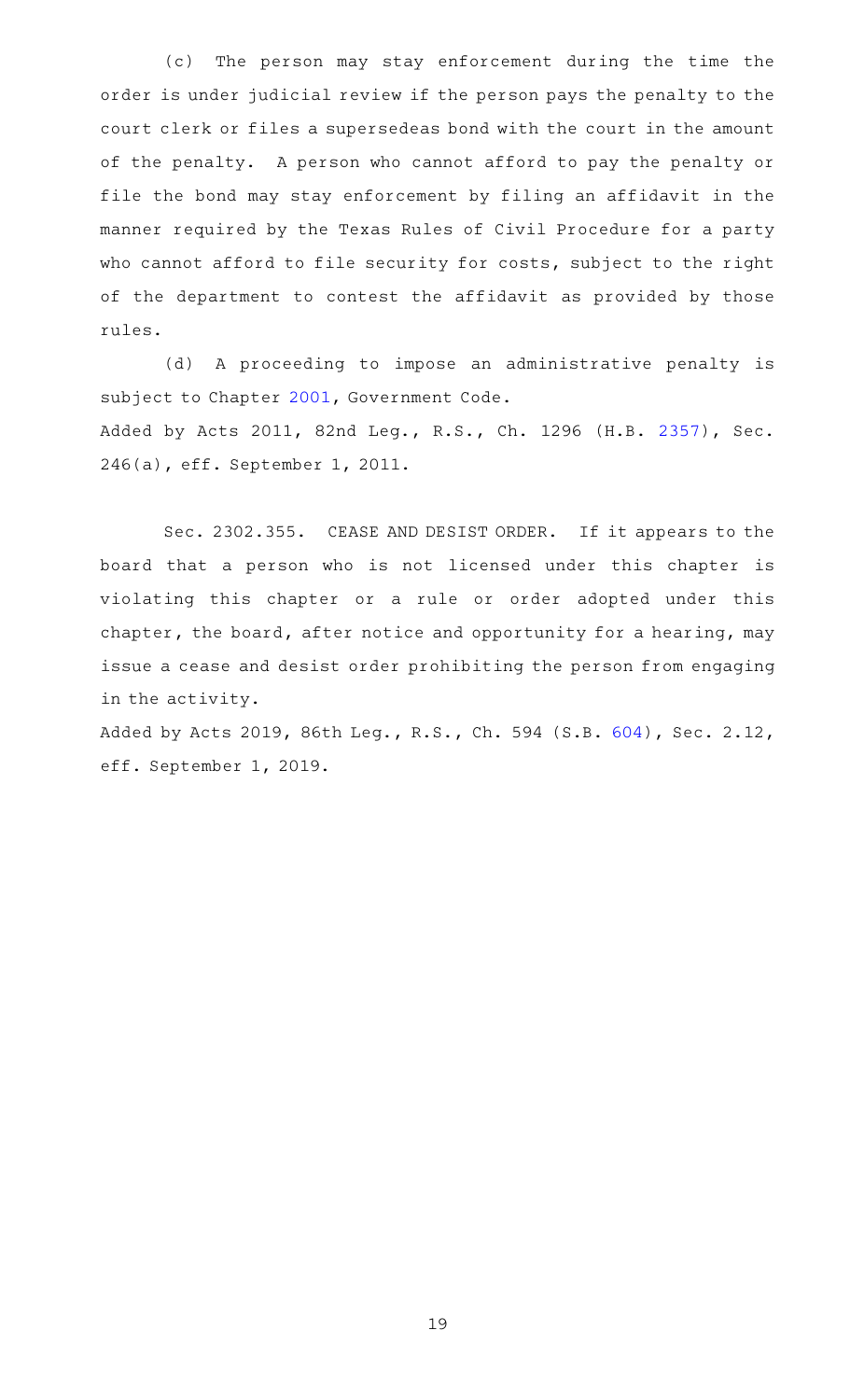(c) The person may stay enforcement during the time the order is under judicial review if the person pays the penalty to the court clerk or files a supersedeas bond with the court in the amount of the penalty. A person who cannot afford to pay the penalty or file the bond may stay enforcement by filing an affidavit in the manner required by the Texas Rules of Civil Procedure for a party who cannot afford to file security for costs, subject to the right of the department to contest the affidavit as provided by those rules.

(d) A proceeding to impose an administrative penalty is subject to Chapter 2001, Government Code.

Added by Acts 2011, 82nd Leg., R.S., Ch. 1296 (H.B. 2357), Sec. 246(a), eff. September 1, 2011.

Sec. 2302.355. CEASE AND DESIST ORDER. If it appears to the board that a person who is not licensed under this chapter is violating this chapter or a rule or order adopted under this chapter, the board, after notice and opportunity for a hearing, may issue a cease and desist order prohibiting the person from engaging in the activity.

Added by Acts 2019, 86th Leg., R.S., Ch. 594 (S.B. 604), Sec. 2.12, eff. September 1, 2019.